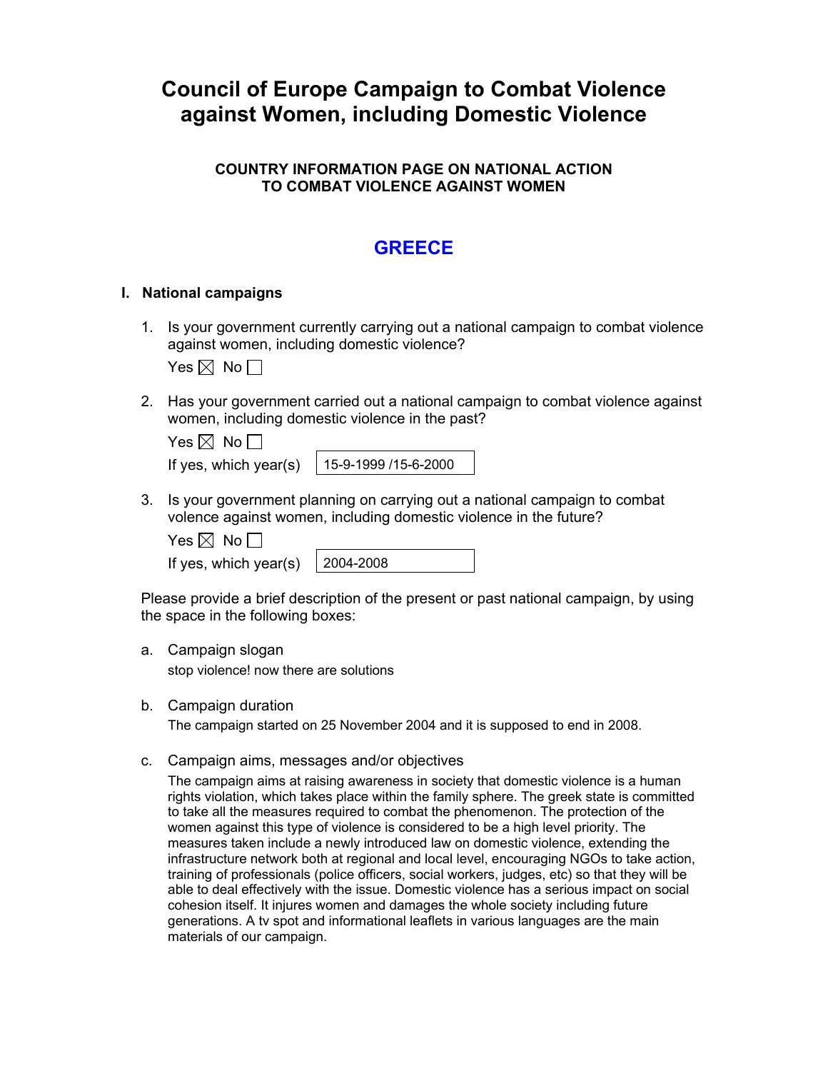# Council of Europe Campaign to Combat Violence against Women, including Domestic Violence

### COUNTRY INFORMATION PAGE ON NATIONAL ACTION TO COMBAT VIOLENCE AGAINST WOMEN

## GREECE

### I. National campaigns

1. Is your government currently carrying out a national campaign to combat violence against women, including domestic violence?

   Yes ☒ No ☐

2. Has your government carried out a national campaign to combat violence against women, including domestic violence in the past?

   Yes ☒ No ☐

   If yes, which year(s) 15-9-1999 /15-6-2000

3. Is your government planning on carrying out a national campaign to combat volence against women, including domestic violence in the future?

   Yes ☒ No ☐

   If yes, which year(s) 2004-2008

Please provide a brief description of the present or past national campaign, by using the space in the following boxes:

a. Campaign slogan

   stop violence! now there are solutions

b. Campaign duration

   The campaign started on 25 November 2004 and it is supposed to end in 2008.

c. Campaign aims, messages and/or objectives

   The campaign aims at raising awareness in society that domestic violence is a human rights violation, which takes place within the family sphere. The greek state is committed to take all the measures required to combat the phenomenon. The protection of the women against this type of violence is considered to be a high level priority. The measures taken include a newly introduced law on domestic violence, extending the infrastructure network both at regional and local level, encouraging NGOs to take action, training of professionals (police officers, social workers, judges, etc) so that they will be able to deal effectively with the issue. Domestic violence has a serious impact on social cohesion itself. It injures women and damages the whole society including future generations. A tv spot and informational leaflets in various languages are the main materials of our campaign.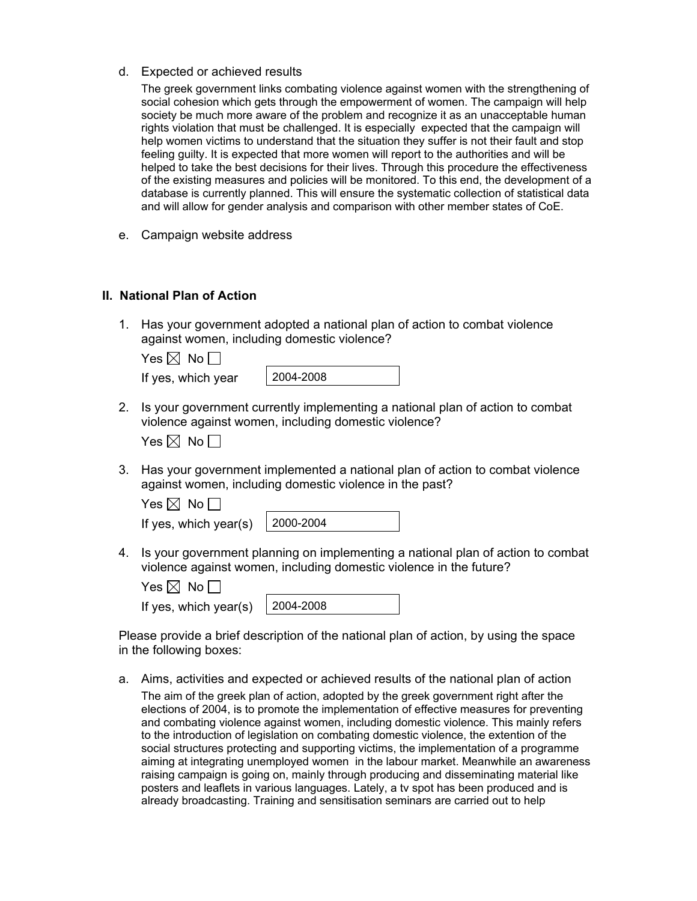d. Expected or achieved results

   The greek government links combating violence against women with the strengthening of social cohesion which gets through the empowerment of women. The campaign will help society be much more aware of the problem and recognize it as an unacceptable human rights violation that must be challenged. It is especially expected that the campaign will help women victims to understand that the situation they suffer is not their fault and stop feeling guilty. It is expected that more women will report to the authorities and will be helped to take the best decisions for their lives. Through this procedure the effectiveness of the existing measures and policies will be monitored. To this end, the development of a database is currently planned. This will ensure the systematic collection of statistical data and will allow for gender analysis and comparison with other member states of CoE.

e. Campaign website address

## II. National Plan of Action

1. Has your government adopted a national plan of action to combat violence against women, including domestic violence?

   Yes ☒ No ☐

   If yes, which year: 2004-2008

2. Is your government currently implementing a national plan of action to combat violence against women, including domestic violence?

   Yes ☒ No ☐

3. Has your government implemented a national plan of action to combat violence against women, including domestic violence in the past?

   Yes ☒ No ☐

   If yes, which year(s): 2000-2004

4. Is your government planning on implementing a national plan of action to combat violence against women, including domestic violence in the future?

   Yes ☒ No ☐

   If yes, which year(s): 2004-2008

Please provide a brief description of the national plan of action, by using the space in the following boxes:

a. Aims, activities and expected or achieved results of the national plan of action

   The aim of the greek plan of action, adopted by the greek government right after the elections of 2004, is to promote the implementation of effective measures for preventing and combating violence against women, including domestic violence. This mainly refers to the introduction of legislation on combating domestic violence, the extention of the social structures protecting and supporting victims, the implementation of a programme aiming at integrating unemployed women in the labour market. Meanwhile an awareness raising campaign is going on, mainly through producing and disseminating material like posters and leaflets in various languages. Lately, a tv spot has been produced and is already broadcasting. Training and sensitisation seminars are carried out to help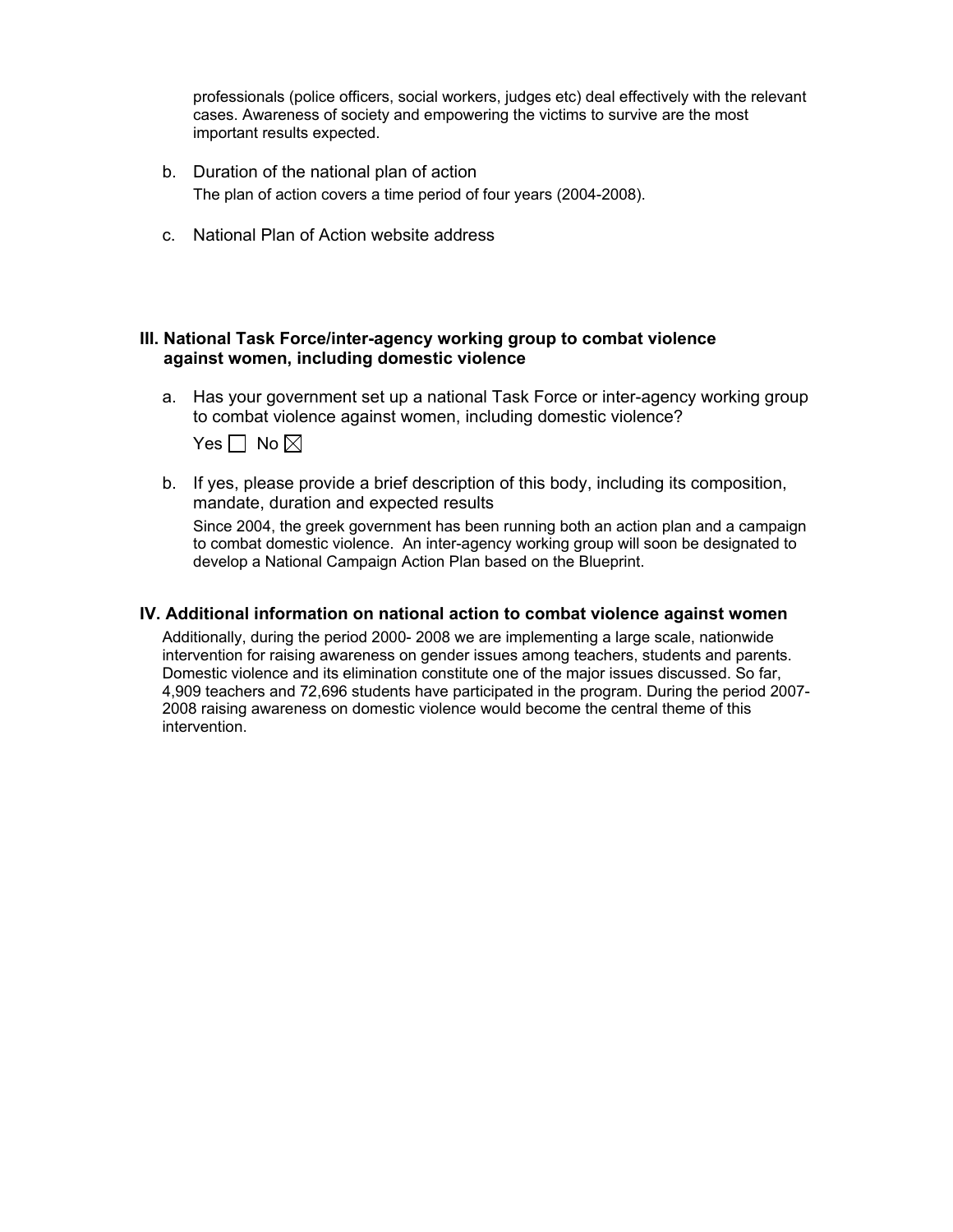professionals (police officers, social workers, judges etc) deal effectively with the relevant cases. Awareness of society and empowering the victims to survive are the most important results expected.

b. Duration of the national plan of action

   The plan of action covers a time period of four years (2004-2008).

c. National Plan of Action website address

## III. National Task Force/inter-agency working group to combat violence against women, including domestic violence

a. Has your government set up a national Task Force or inter-agency working group to combat violence against women, including domestic violence?

   Yes ☐ No ☒

b. If yes, please provide a brief description of this body, including its composition, mandate, duration and expected results

   Since 2004, the greek government has been running both an action plan and a campaign to combat domestic violence. An inter-agency working group will soon be designated to develop a National Campaign Action Plan based on the Blueprint.

## IV. Additional information on national action to combat violence against women

Additionally, during the period 2000- 2008 we are implementing a large scale, nationwide intervention for raising awareness on gender issues among teachers, students and parents. Domestic violence and its elimination constitute one of the major issues discussed. So far, 4,909 teachers and 72,696 students have participated in the program. During the period 2007-2008 raising awareness on domestic violence would become the central theme of this intervention.